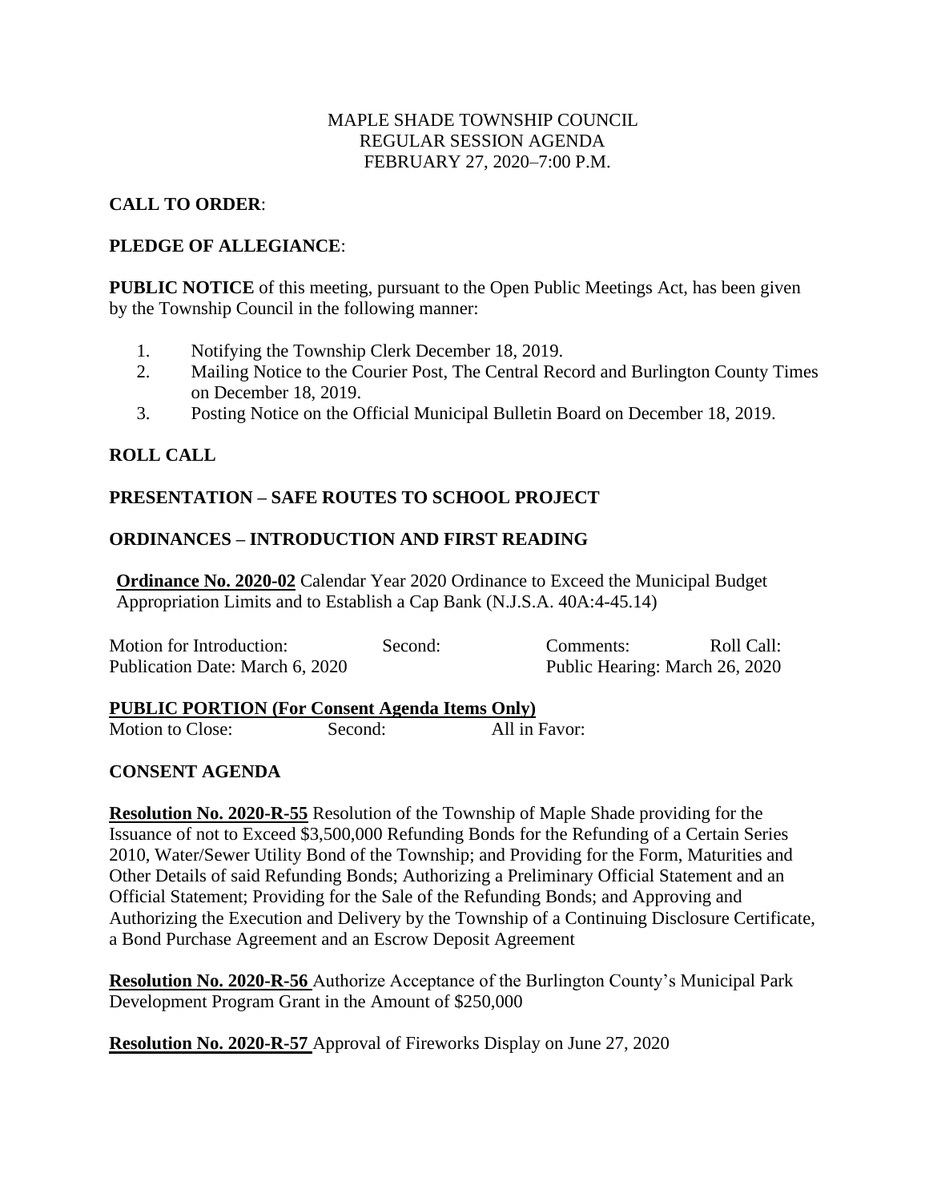MAPLE SHADE TOWNSHIP COUNCIL
REGULAR SESSION AGENDA
FEBRUARY 27, 2020–7:00 P.M.

**CALL TO ORDER**:

**PLEDGE OF ALLEGIANCE**:

**PUBLIC NOTICE** of this meeting, pursuant to the Open Public Meetings Act, has been given by the Township Council in the following manner:

1. Notifying the Township Clerk December 18, 2019.
2. Mailing Notice to the Courier Post, The Central Record and Burlington County Times on December 18, 2019.
3. Posting Notice on the Official Municipal Bulletin Board on December 18, 2019.

**ROLL CALL**

**PRESENTATION – SAFE ROUTES TO SCHOOL PROJECT**

**ORDINANCES – INTRODUCTION AND FIRST READING**

**Ordinance No. 2020-02** Calendar Year 2020 Ordinance to Exceed the Municipal Budget Appropriation Limits and to Establish a Cap Bank (N.J.S.A. 40A:4-45.14)

Motion for Introduction: Second: Comments: Roll Call:
Publication Date: March 6, 2020 Public Hearing: March 26, 2020

**PUBLIC PORTION (For Consent Agenda Items Only)**
Motion to Close: Second: All in Favor:

**CONSENT AGENDA**

**Resolution No. 2020-R-55** Resolution of the Township of Maple Shade providing for the Issuance of not to Exceed $3,500,000 Refunding Bonds for the Refunding of a Certain Series 2010, Water/Sewer Utility Bond of the Township; and Providing for the Form, Maturities and Other Details of said Refunding Bonds; Authorizing a Preliminary Official Statement and an Official Statement; Providing for the Sale of the Refunding Bonds; and Approving and Authorizing the Execution and Delivery by the Township of a Continuing Disclosure Certificate, a Bond Purchase Agreement and an Escrow Deposit Agreement

**Resolution No. 2020-R-56** Authorize Acceptance of the Burlington County's Municipal Park Development Program Grant in the Amount of $250,000

**Resolution No. 2020-R-57** Approval of Fireworks Display on June 27, 2020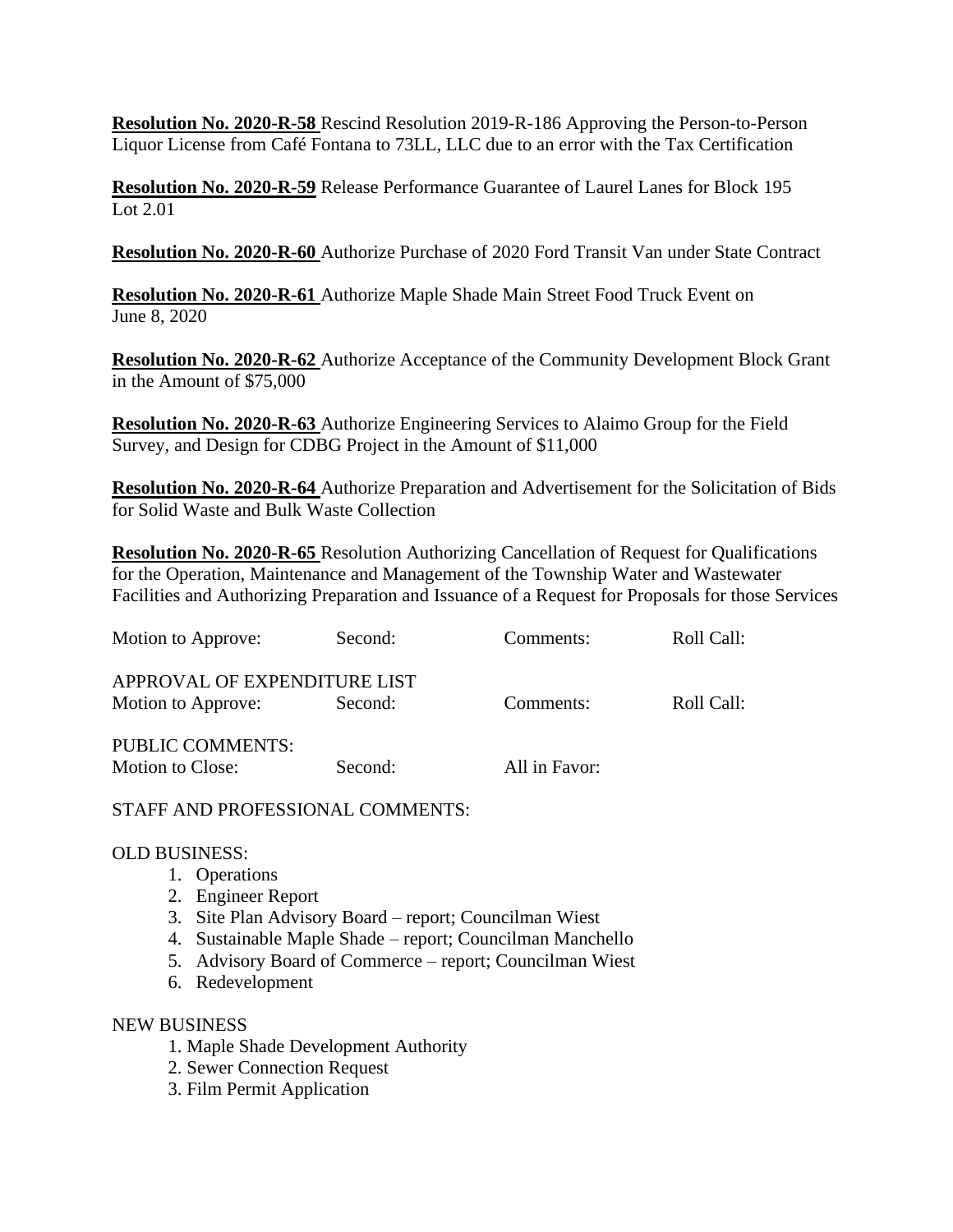**Resolution No. 2020-R-58** Rescind Resolution 2019-R-186 Approving the Person-to-Person Liquor License from Café Fontana to 73LL, LLC due to an error with the Tax Certification

**Resolution No. 2020-R-59** Release Performance Guarantee of Laurel Lanes for Block 195 Lot 2.01

**Resolution No. 2020-R-60** Authorize Purchase of 2020 Ford Transit Van under State Contract

**Resolution No. 2020-R-61** Authorize Maple Shade Main Street Food Truck Event on June 8, 2020

**Resolution No. 2020-R-62** Authorize Acceptance of the Community Development Block Grant in the Amount of $75,000

**Resolution No. 2020-R-63** Authorize Engineering Services to Alaimo Group for the Field Survey, and Design for CDBG Project in the Amount of $11,000

**Resolution No. 2020-R-64** Authorize Preparation and Advertisement for the Solicitation of Bids for Solid Waste and Bulk Waste Collection

**Resolution No. 2020-R-65** Resolution Authorizing Cancellation of Request for Qualifications for the Operation, Maintenance and Management of the Township Water and Wastewater Facilities and Authorizing Preparation and Issuance of a Request for Proposals for those Services

Motion to Approve: Second: Comments: Roll Call:

APPROVAL OF EXPENDITURE LIST

Motion to Approve: Second: Comments: Roll Call:

PUBLIC COMMENTS:

Motion to Close: Second: All in Favor:

STAFF AND PROFESSIONAL COMMENTS:

OLD BUSINESS:

1. Operations
2. Engineer Report
3. Site Plan Advisory Board – report; Councilman Wiest
4. Sustainable Maple Shade – report; Councilman Manchello
5. Advisory Board of Commerce – report; Councilman Wiest
6. Redevelopment

NEW BUSINESS

1. Maple Shade Development Authority
2. Sewer Connection Request
3. Film Permit Application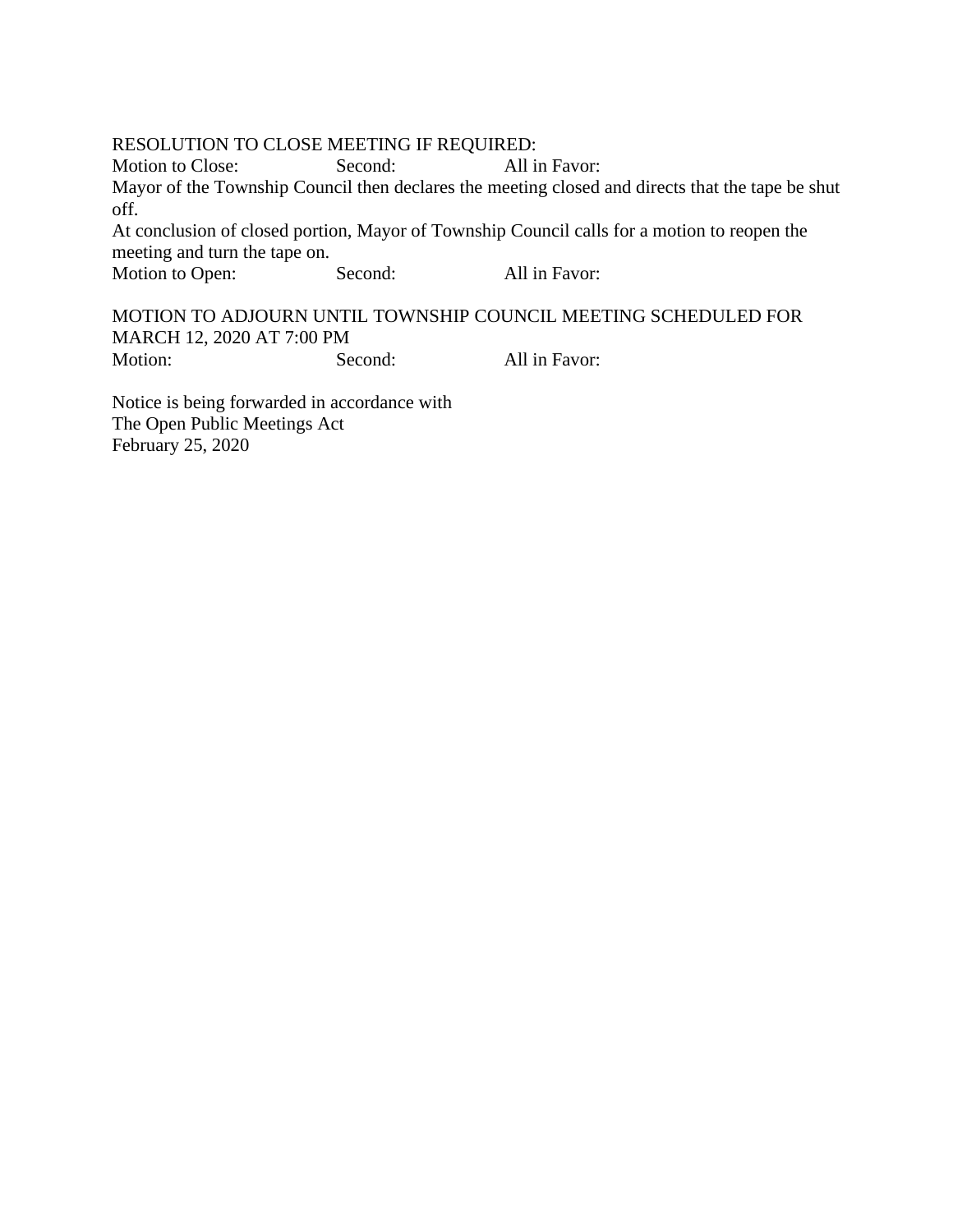RESOLUTION TO CLOSE MEETING IF REQUIRED:

Motion to Close: Second: All in Favor:

Mayor of the Township Council then declares the meeting closed and directs that the tape be shut off.

At conclusion of closed portion, Mayor of Township Council calls for a motion to reopen the meeting and turn the tape on.

Motion to Open: Second: All in Favor:

MOTION TO ADJOURN UNTIL TOWNSHIP COUNCIL MEETING SCHEDULED FOR MARCH 12, 2020 AT 7:00 PM

Motion: Second: All in Favor:

Notice is being forwarded in accordance with
The Open Public Meetings Act
February 25, 2020